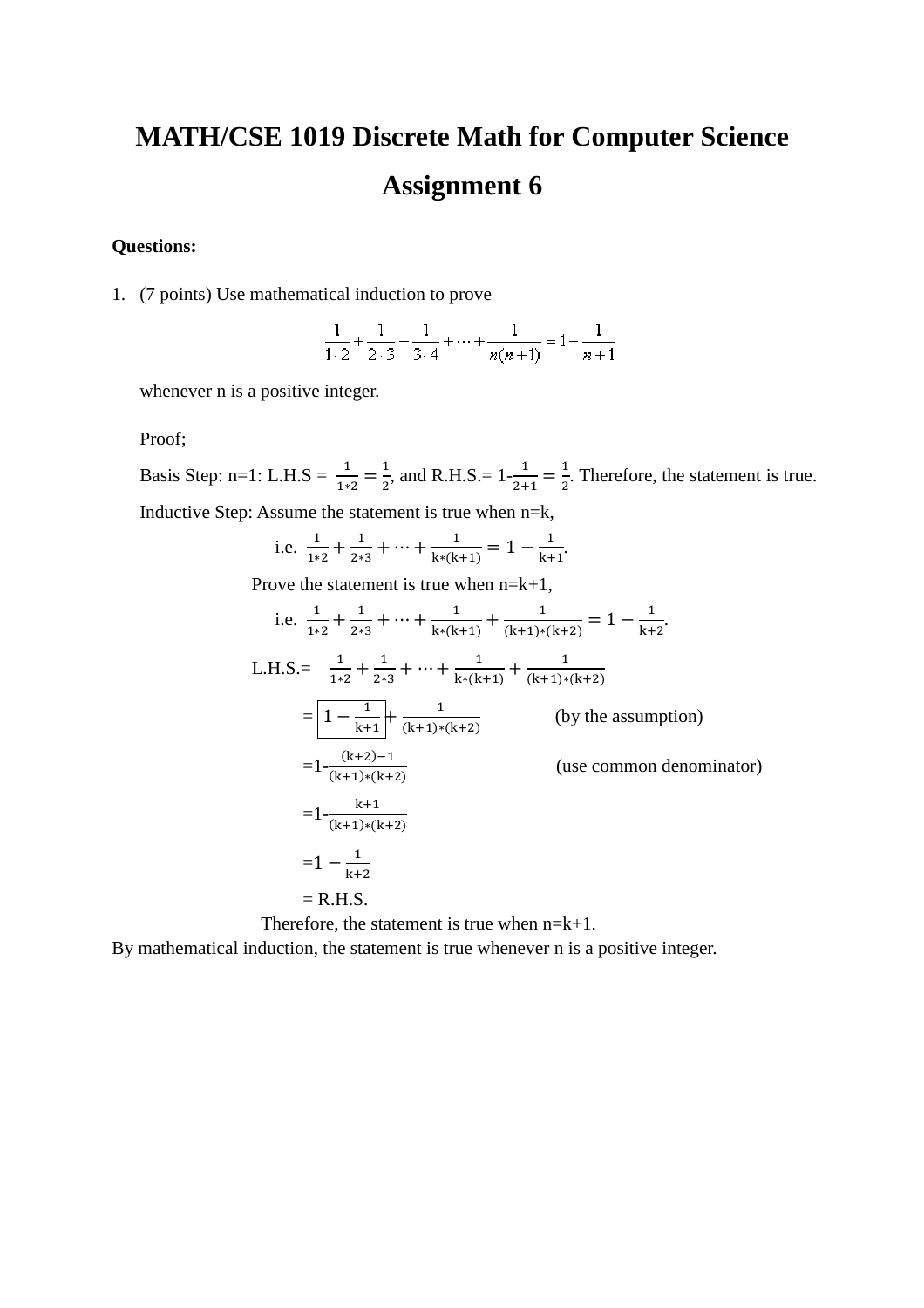# MATH/CSE 1019 Discrete Math for Computer Science

# Assignment 6

**Questions:**

1. (7 points) Use mathematical induction to prove

$$\frac{1}{1\cdot 2}+\frac{1}{2\cdot 3}+\frac{1}{3\cdot 4}+\cdots+\frac{1}{n(n+1)}=1-\frac{1}{n+1}$$

whenever n is a positive integer.

Proof;

Basis Step: n=1: L.H.S = $\frac{1}{1*2}=\frac{1}{2}$, and R.H.S.= 1-$\frac{1}{2+1}=\frac{1}{2}$. Therefore, the statement is true.

Inductive Step: Assume the statement is true when n=k,

i.e. $\frac{1}{1*2}+\frac{1}{2*3}+\cdots+\frac{1}{k*(k+1)}=1-\frac{1}{k+1}$.

Prove the statement is true when n=k+1,

i.e. $\frac{1}{1*2}+\frac{1}{2*3}+\cdots+\frac{1}{k*(k+1)}+\frac{1}{(k+1)*(k+2)}=1-\frac{1}{k+2}$.

L.H.S.= $\frac{1}{1*2}+\frac{1}{2*3}+\cdots+\frac{1}{k*(k+1)}+\frac{1}{(k+1)*(k+2)}$

= $\boxed{1-\frac{1}{k+1}}+\frac{1}{(k+1)*(k+2)}$ (by the assumption)

=1-$\frac{(k+2)-1}{(k+1)*(k+2)}$ (use common denominator)

=1-$\frac{k+1}{(k+1)*(k+2)}$

=$1-\frac{1}{k+2}$

= R.H.S.

Therefore, the statement is true when n=k+1.

By mathematical induction, the statement is true whenever n is a positive integer.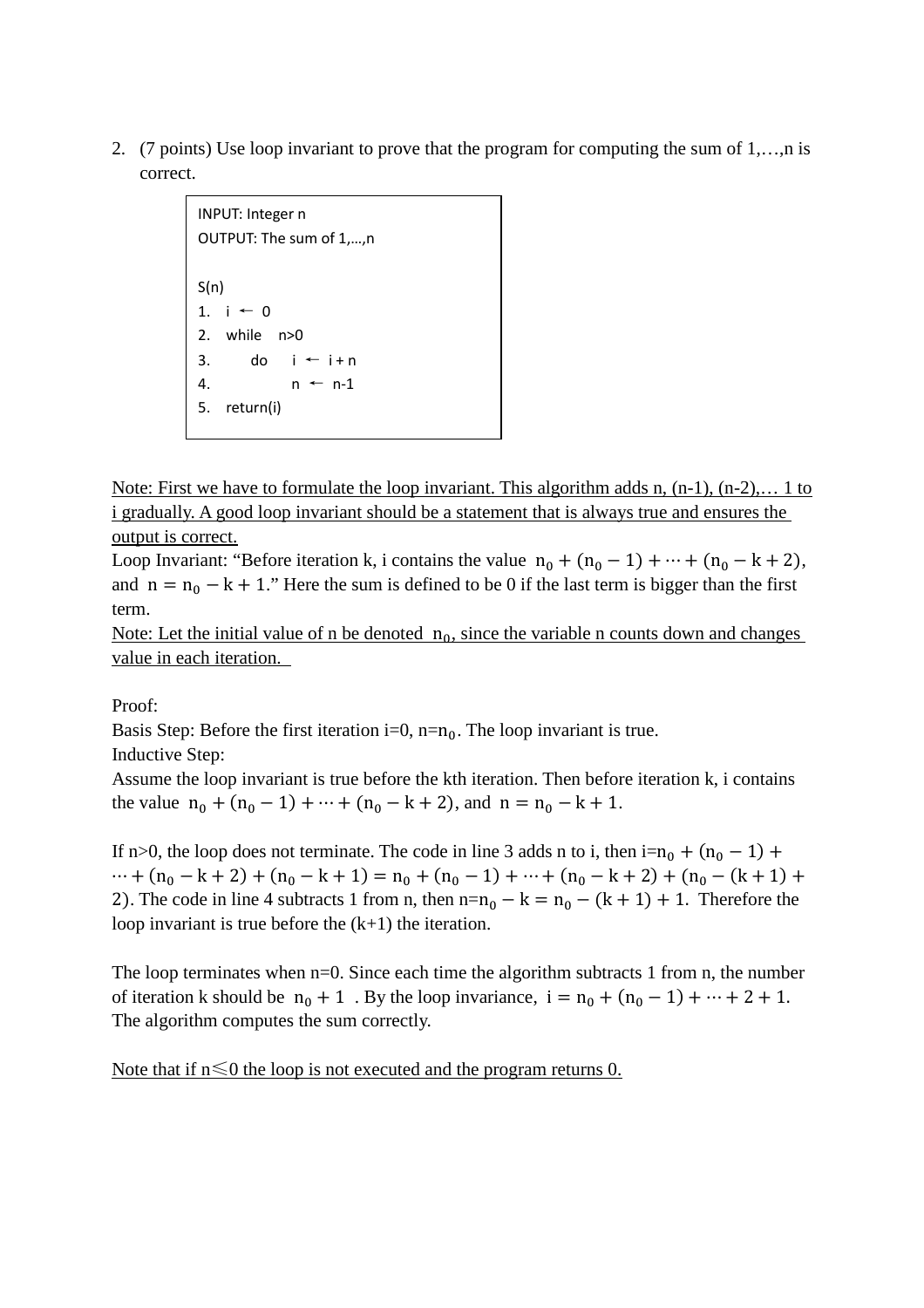2. (7 points) Use loop invariant to prove that the program for computing the sum of 1,…,n is correct.

```
INPUT: Integer n
OUTPUT: The sum of 1,…,n

S(n)
1.  i ← 0
2.  while  n>0
3.      do   i ← i + n
4.           n ← n-1
5.  return(i)
```

<u>Note: First we have to formulate the loop invariant. This algorithm adds n, (n-1), (n-2),… 1 to i gradually. A good loop invariant should be a statement that is always true and ensures the output is correct.</u>

Loop Invariant: "Before iteration k, i contains the value $n_0 + (n_0 - 1) + \cdots + (n_0 - k + 2)$, and $n = n_0 - k + 1$." Here the sum is defined to be 0 if the last term is bigger than the first term.

<u>Note: Let the initial value of n be denoted $n_0$, since the variable n counts down and changes value in each iteration.</u>

Proof:

Basis Step: Before the first iteration i=0, n=$n_0$. The loop invariant is true.

Inductive Step:

Assume the loop invariant is true before the kth iteration. Then before iteration k, i contains the value $n_0 + (n_0 - 1) + \cdots + (n_0 - k + 2)$, and $n = n_0 - k + 1$.

If n>0, the loop does not terminate. The code in line 3 adds n to i, then i=$n_0 + (n_0 - 1) + \cdots + (n_0 - k + 2) + (n_0 - k + 1) = n_0 + (n_0 - 1) + \cdots + (n_0 - k + 2) + (n_0 - (k + 1) + 2)$. The code in line 4 subtracts 1 from n, then n=$n_0 - k = n_0 - (k + 1) + 1$. Therefore the loop invariant is true before the (k+1) the iteration.

The loop terminates when n=0. Since each time the algorithm subtracts 1 from n, the number of iteration k should be $n_0 + 1$. By the loop invariance, $i = n_0 + (n_0 - 1) + \cdots + 2 + 1$. The algorithm computes the sum correctly.

<u>Note that if n⩽0 the loop is not executed and the program returns 0.</u>